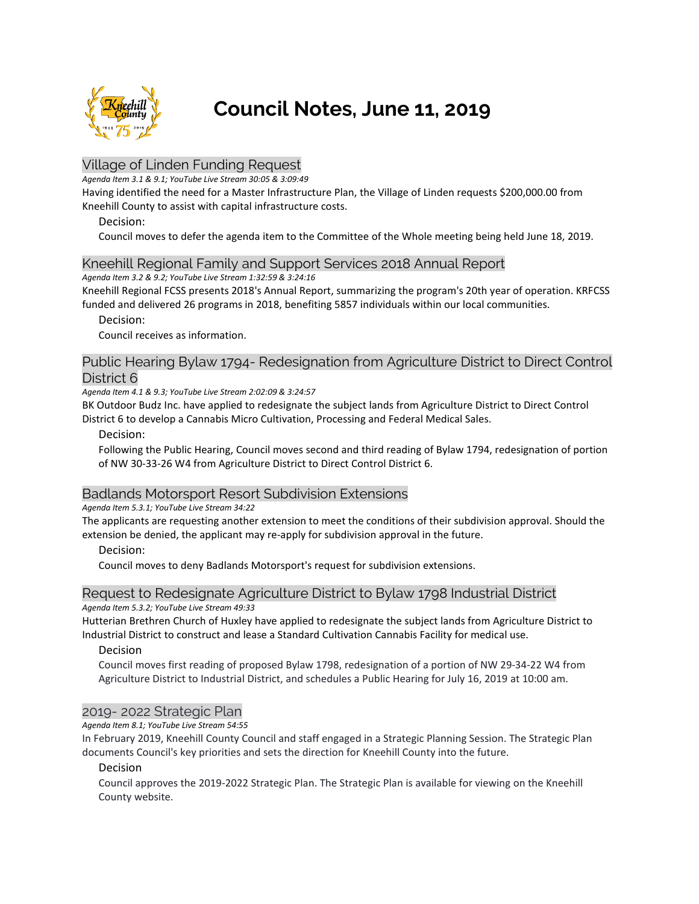# Council Notes, June 11, 2019

## Village of Linden Funding Request

*Agenda Item 3.1 & 9.1; YouTube Live Stream 30:05 & 3:09:49*

Having identified the need for a Master Infrastructure Plan, the Village of Linden requests $200,000.00 from Kneehill County to assist with capital infrastructure costs.

Decision:

Council moves to defer the agenda item to the Committee of the Whole meeting being held June 18, 2019.

## Kneehill Regional Family and Support Services 2018 Annual Report

*Agenda Item 3.2 & 9.2; YouTube Live Stream 1:32:59 & 3:24:16*

Kneehill Regional FCSS presents 2018's Annual Report, summarizing the program's 20th year of operation. KRFCSS funded and delivered 26 programs in 2018, benefiting 5857 individuals within our local communities.

Decision:

Council receives as information.

## Public Hearing Bylaw 1794- Redesignation from Agriculture District to Direct Control District 6

*Agenda Item 4.1 & 9.3; YouTube Live Stream 2:02:09 & 3:24:57*

BK Outdoor Budz Inc. have applied to redesignate the subject lands from Agriculture District to Direct Control District 6 to develop a Cannabis Micro Cultivation, Processing and Federal Medical Sales.

Decision:

Following the Public Hearing, Council moves second and third reading of Bylaw 1794, redesignation of portion of NW 30-33-26 W4 from Agriculture District to Direct Control District 6.

## Badlands Motorsport Resort Subdivision Extensions

*Agenda Item 5.3.1; YouTube Live Stream 34:22*

The applicants are requesting another extension to meet the conditions of their subdivision approval. Should the extension be denied, the applicant may re-apply for subdivision approval in the future.

Decision:

Council moves to deny Badlands Motorsport's request for subdivision extensions.

## Request to Redesignate Agriculture District to Bylaw 1798 Industrial District

*Agenda Item 5.3.2; YouTube Live Stream 49:33*

Hutterian Brethren Church of Huxley have applied to redesignate the subject lands from Agriculture District to Industrial District to construct and lease a Standard Cultivation Cannabis Facility for medical use.

Decision

Council moves first reading of proposed Bylaw 1798, redesignation of a portion of NW 29-34-22 W4 from Agriculture District to Industrial District, and schedules a Public Hearing for July 16, 2019 at 10:00 am.

## 2019- 2022 Strategic Plan

*Agenda Item 8.1; YouTube Live Stream 54:55*

In February 2019, Kneehill County Council and staff engaged in a Strategic Planning Session. The Strategic Plan documents Council's key priorities and sets the direction for Kneehill County into the future.

Decision

Council approves the 2019-2022 Strategic Plan. The Strategic Plan is available for viewing on the Kneehill County website.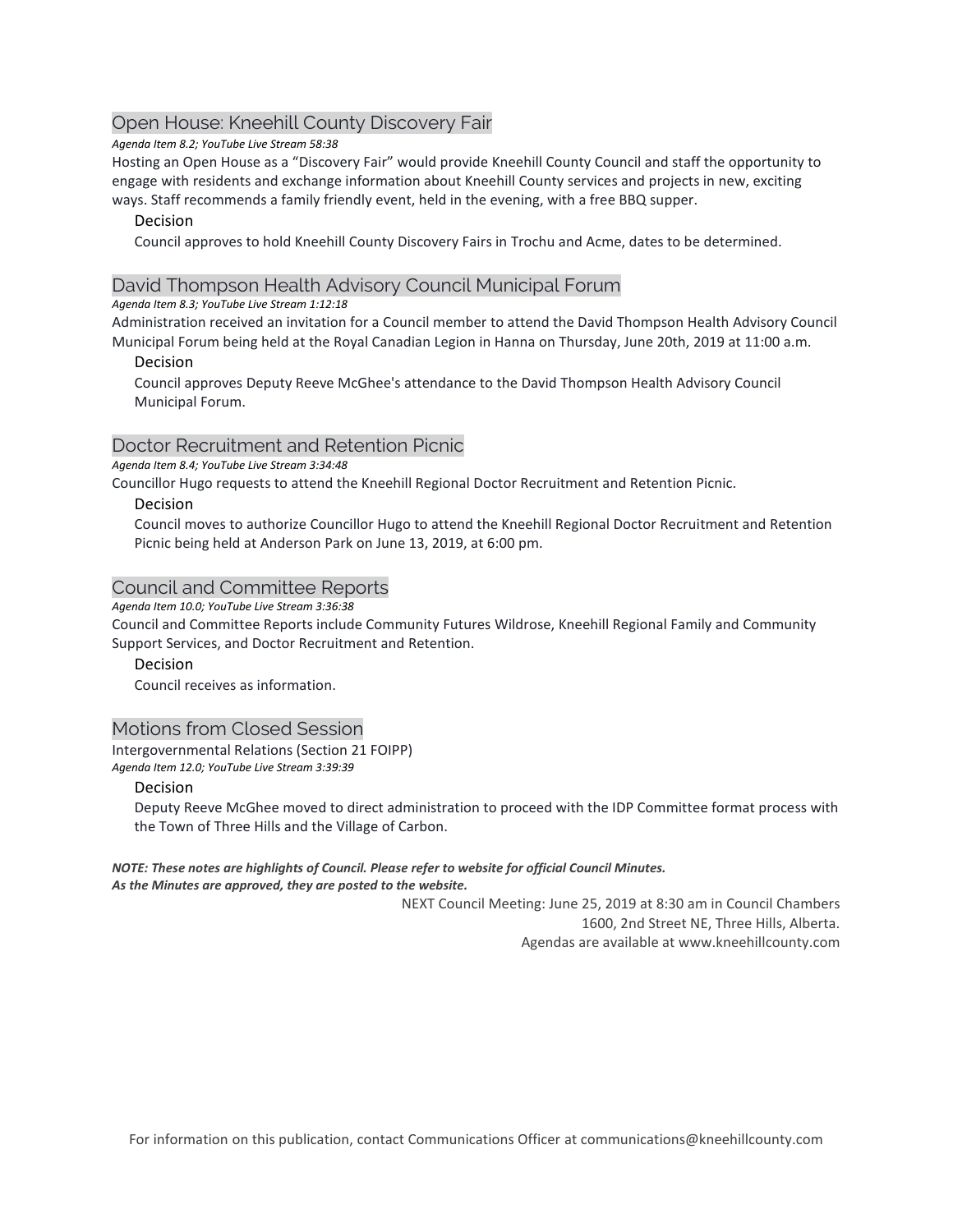## Open House: Kneehill County Discovery Fair

*Agenda Item 8.2; YouTube Live Stream 58:38*

Hosting an Open House as a "Discovery Fair" would provide Kneehill County Council and staff the opportunity to engage with residents and exchange information about Kneehill County services and projects in new, exciting ways. Staff recommends a family friendly event, held in the evening, with a free BBQ supper.

### Decision

Council approves to hold Kneehill County Discovery Fairs in Trochu and Acme, dates to be determined.

## David Thompson Health Advisory Council Municipal Forum

*Agenda Item 8.3; YouTube Live Stream 1:12:18*

Administration received an invitation for a Council member to attend the David Thompson Health Advisory Council Municipal Forum being held at the Royal Canadian Legion in Hanna on Thursday, June 20th, 2019 at 11:00 a.m.

### Decision

Council approves Deputy Reeve McGhee's attendance to the David Thompson Health Advisory Council Municipal Forum.

## Doctor Recruitment and Retention Picnic

*Agenda Item 8.4; YouTube Live Stream 3:34:48*

Councillor Hugo requests to attend the Kneehill Regional Doctor Recruitment and Retention Picnic.

### Decision

Council moves to authorize Councillor Hugo to attend the Kneehill Regional Doctor Recruitment and Retention Picnic being held at Anderson Park on June 13, 2019, at 6:00 pm.

## Council and Committee Reports

*Agenda Item 10.0; YouTube Live Stream 3:36:38*

Council and Committee Reports include Community Futures Wildrose, Kneehill Regional Family and Community Support Services, and Doctor Recruitment and Retention.

### Decision

Council receives as information.

## Motions from Closed Session

Intergovernmental Relations (Section 21 FOIPP)

*Agenda Item 12.0; YouTube Live Stream 3:39:39*

### Decision

Deputy Reeve McGhee moved to direct administration to proceed with the IDP Committee format process with the Town of Three Hills and the Village of Carbon.

***NOTE: These notes are highlights of Council. Please refer to website for official Council Minutes.***
***As the Minutes are approved, they are posted to the website.***

NEXT Council Meeting: June 25, 2019 at 8:30 am in Council Chambers
1600, 2nd Street NE, Three Hills, Alberta.
Agendas are available at www.kneehillcounty.com

For information on this publication, contact Communications Officer at communications@kneehillcounty.com